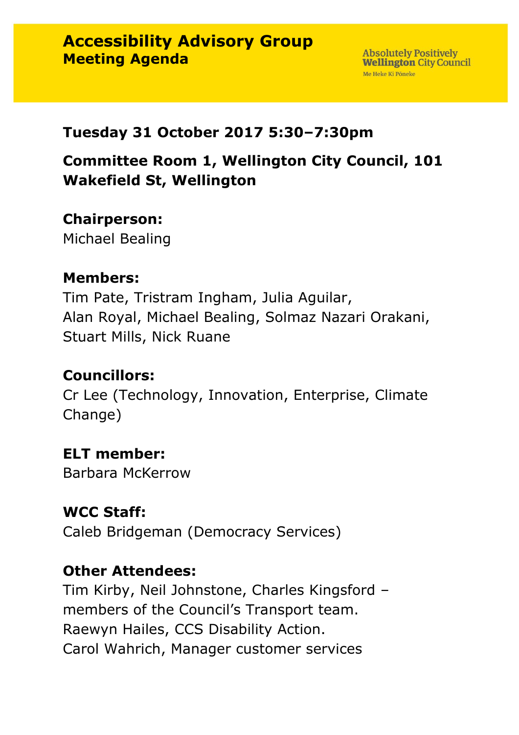# Accessibility Advisory Group
## Meeting Agenda

Absolutely Positively **Wellington** City Council
Me Heke Ki Pōneke

**Tuesday 31 October 2017 5:30–7:30pm**

**Committee Room 1, Wellington City Council, 101 Wakefield St, Wellington**

**Chairperson:**
Michael Bealing

**Members:**
Tim Pate, Tristram Ingham, Julia Aguilar, Alan Royal, Michael Bealing, Solmaz Nazari Orakani, Stuart Mills, Nick Ruane

**Councillors:**
Cr Lee (Technology, Innovation, Enterprise, Climate Change)

**ELT member:**
Barbara McKerrow

**WCC Staff:**
Caleb Bridgeman (Democracy Services)

**Other Attendees:**
Tim Kirby, Neil Johnstone, Charles Kingsford – members of the Council's Transport team.
Raewyn Hailes, CCS Disability Action.
Carol Wahrich, Manager customer services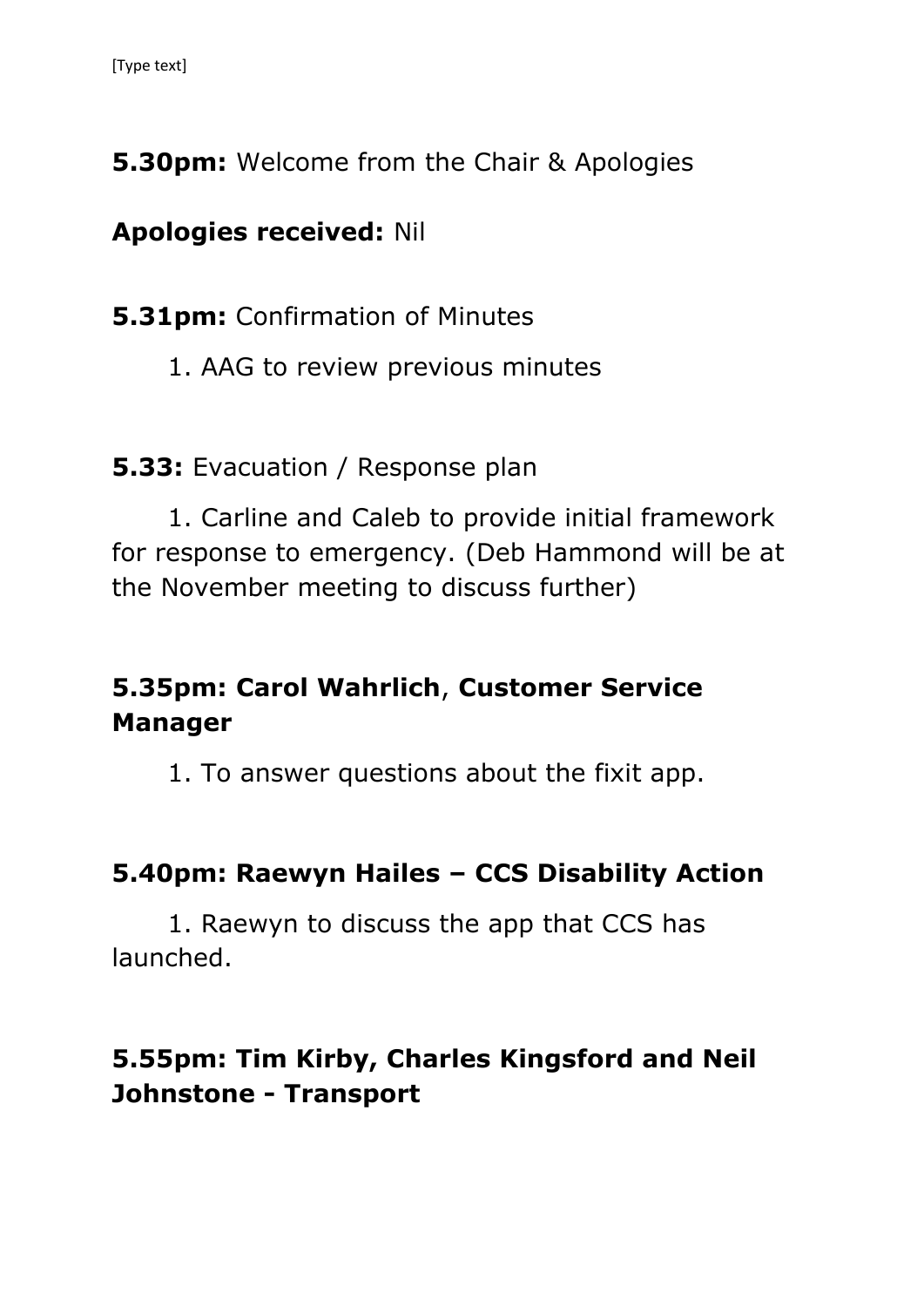**5.30pm:** Welcome from the Chair & Apologies

**Apologies received:** Nil

**5.31pm:** Confirmation of Minutes

1. AAG to review previous minutes

**5.33:** Evacuation / Response plan

1. Carline and Caleb to provide initial framework for response to emergency. (Deb Hammond will be at the November meeting to discuss further)

**5.35pm: Carol Wahrlich**, **Customer Service Manager**

1. To answer questions about the fixit app.

**5.40pm: Raewyn Hailes – CCS Disability Action**

1. Raewyn to discuss the app that CCS has launched.

**5.55pm: Tim Kirby, Charles Kingsford and Neil Johnstone - Transport**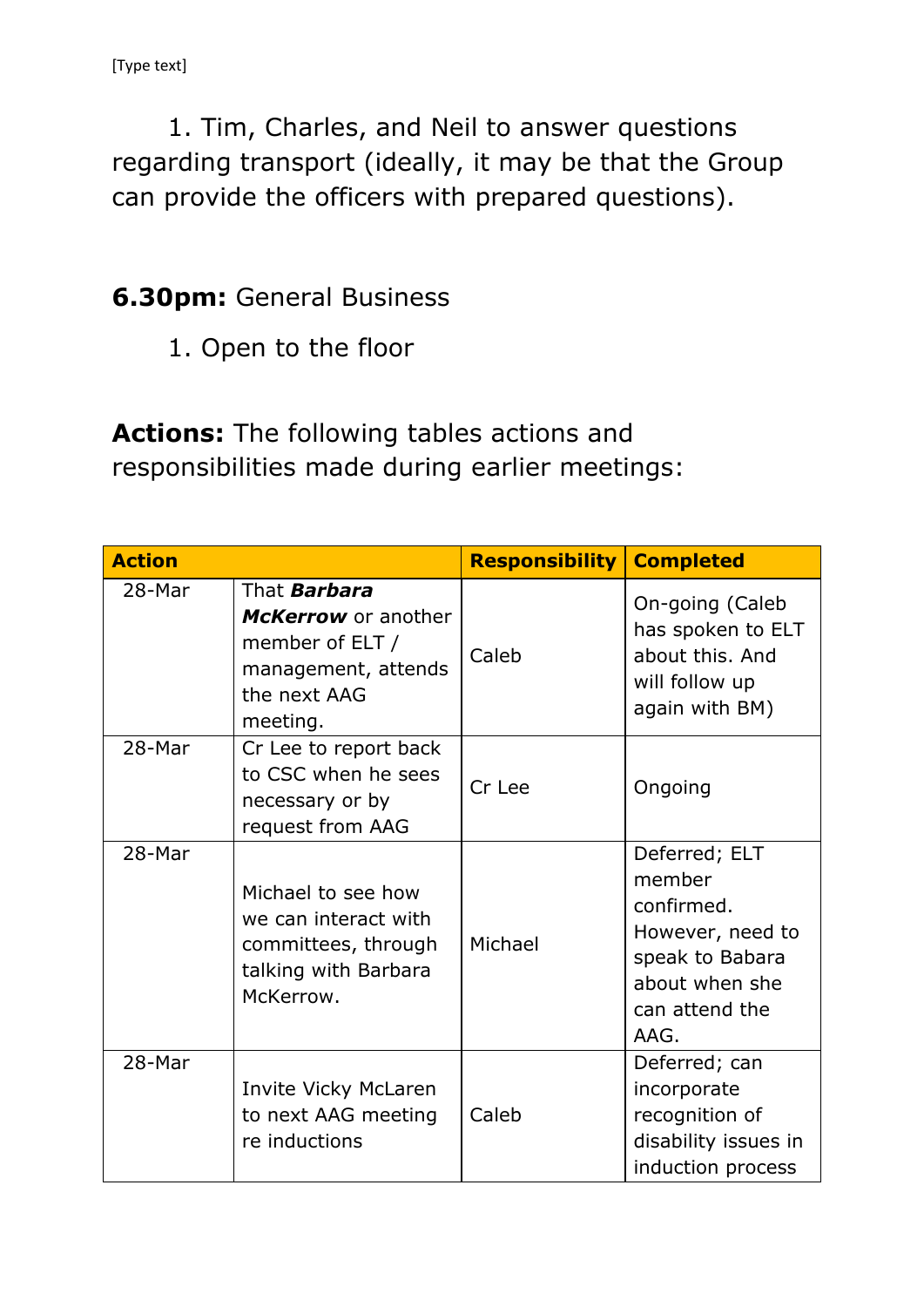1. Tim, Charles, and Neil to answer questions regarding transport (ideally, it may be that the Group can provide the officers with prepared questions).

**6.30pm:** General Business

1. Open to the floor

**Actions:** The following tables actions and responsibilities made during earlier meetings:

| Action | | Responsibility | Completed |
|---|---|---|---|
| 28-Mar | That ***Barbara McKerrow*** or another member of ELT / management, attends the next AAG meeting. | Caleb | On-going (Caleb has spoken to ELT about this. And will follow up again with BM) |
| 28-Mar | Cr Lee to report back to CSC when he sees necessary or by request from AAG | Cr Lee | Ongoing |
| 28-Mar | Michael to see how we can interact with committees, through talking with Barbara McKerrow. | Michael | Deferred; ELT member confirmed. However, need to speak to Babara about when she can attend the AAG. |
| 28-Mar | Invite Vicky McLaren to next AAG meeting re inductions | Caleb | Deferred; can incorporate recognition of disability issues in induction process |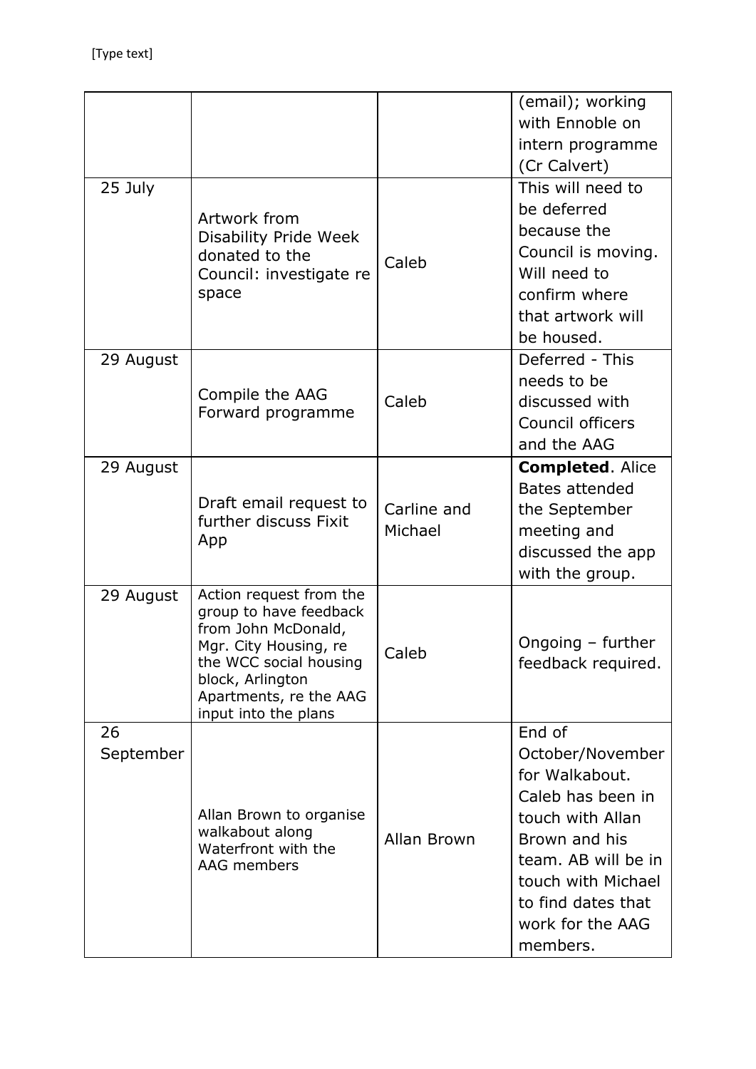| | | | (email); working with Ennoble on intern programme (Cr Calvert) |
|---|---|---|---|
| 25 July | Artwork from Disability Pride Week donated to the Council: investigate re space | Caleb | This will need to be deferred because the Council is moving. Will need to confirm where that artwork will be housed. |
| 29 August | Compile the AAG Forward programme | Caleb | Deferred - This needs to be discussed with Council officers and the AAG |
| 29 August | Draft email request to further discuss Fixit App | Carline and Michael | **Completed**. Alice Bates attended the September meeting and discussed the app with the group. |
| 29 August | Action request from the group to have feedback from John McDonald, Mgr. City Housing, re the WCC social housing block, Arlington Apartments, re the AAG input into the plans | Caleb | Ongoing – further feedback required. |
| 26 September | Allan Brown to organise walkabout along Waterfront with the AAG members | Allan Brown | End of October/November for Walkabout. Caleb has been in touch with Allan Brown and his team. AB will be in touch with Michael to find dates that work for the AAG members. |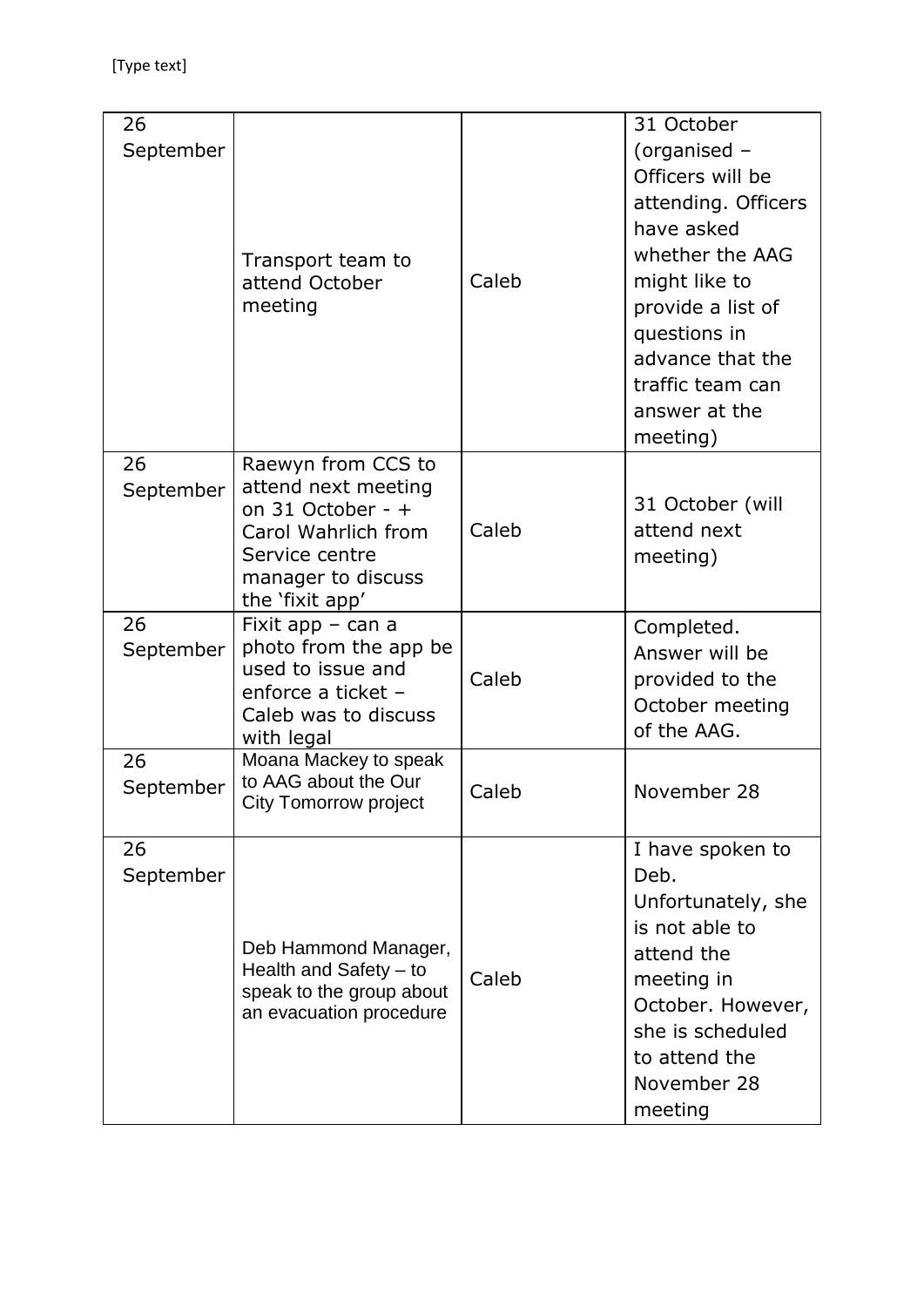| | | | |
|---|---|---|---|
| 26 September | Transport team to attend October meeting | Caleb | 31 October (organised – Officers will be attending. Officers have asked whether the AAG might like to provide a list of questions in advance that the traffic team can answer at the meeting) |
| 26 September | Raewyn from CCS to attend next meeting on 31 October - + Carol Wahrlich from Service centre manager to discuss the 'fixit app' | Caleb | 31 October (will attend next meeting) |
| 26 September | Fixit app – can a photo from the app be used to issue and enforce a ticket – Caleb was to discuss with legal | Caleb | Completed. Answer will be provided to the October meeting of the AAG. |
| 26 September | Moana Mackey to speak to AAG about the Our City Tomorrow project | Caleb | November 28 |
| 26 September | Deb Hammond Manager, Health and Safety – to speak to the group about an evacuation procedure | Caleb | I have spoken to Deb. Unfortunately, she is not able to attend the meeting in October. However, she is scheduled to attend the November 28 meeting |